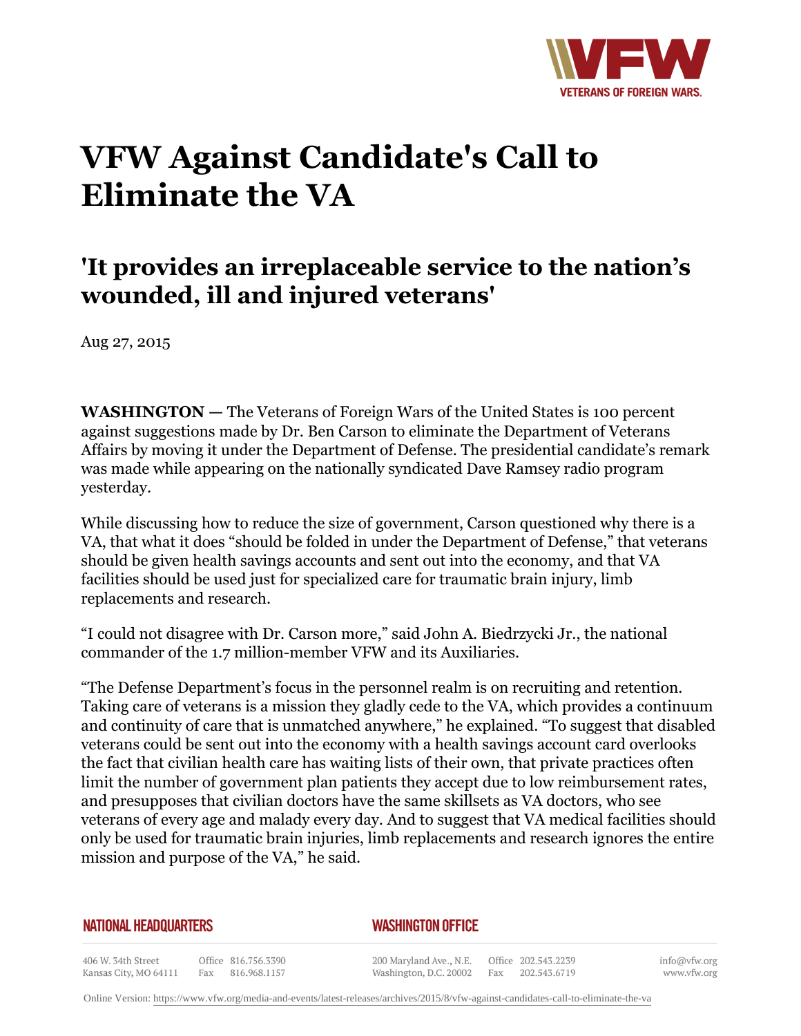# VFW Against Candidate's Call to Eliminate the VA

## 'It provides an irreplaceable service to the nation's wounded, ill and injured veterans'

Aug 27, 2015

**WASHINGTON —** The Veterans of Foreign Wars of the United States is 100 percent against suggestions made by Dr. Ben Carson to eliminate the Department of Veterans Affairs by moving it under the Department of Defense. The presidential candidate's remark was made while appearing on the nationally syndicated Dave Ramsey radio program yesterday.

While discussing how to reduce the size of government, Carson questioned why there is a VA, that what it does "should be folded in under the Department of Defense," that veterans should be given health savings accounts and sent out into the economy, and that VA facilities should be used just for specialized care for traumatic brain injury, limb replacements and research.

"I could not disagree with Dr. Carson more," said John A. Biedrzycki Jr., the national commander of the 1.7 million-member VFW and its Auxiliaries.

"The Defense Department's focus in the personnel realm is on recruiting and retention. Taking care of veterans is a mission they gladly cede to the VA, which provides a continuum and continuity of care that is unmatched anywhere," he explained. "To suggest that disabled veterans could be sent out into the economy with a health savings account card overlooks the fact that civilian health care has waiting lists of their own, that private practices often limit the number of government plan patients they accept due to low reimbursement rates, and presupposes that civilian doctors have the same skillsets as VA doctors, who see veterans of every age and malady every day. And to suggest that VA medical facilities should only be used for traumatic brain injuries, limb replacements and research ignores the entire mission and purpose of the VA," he said.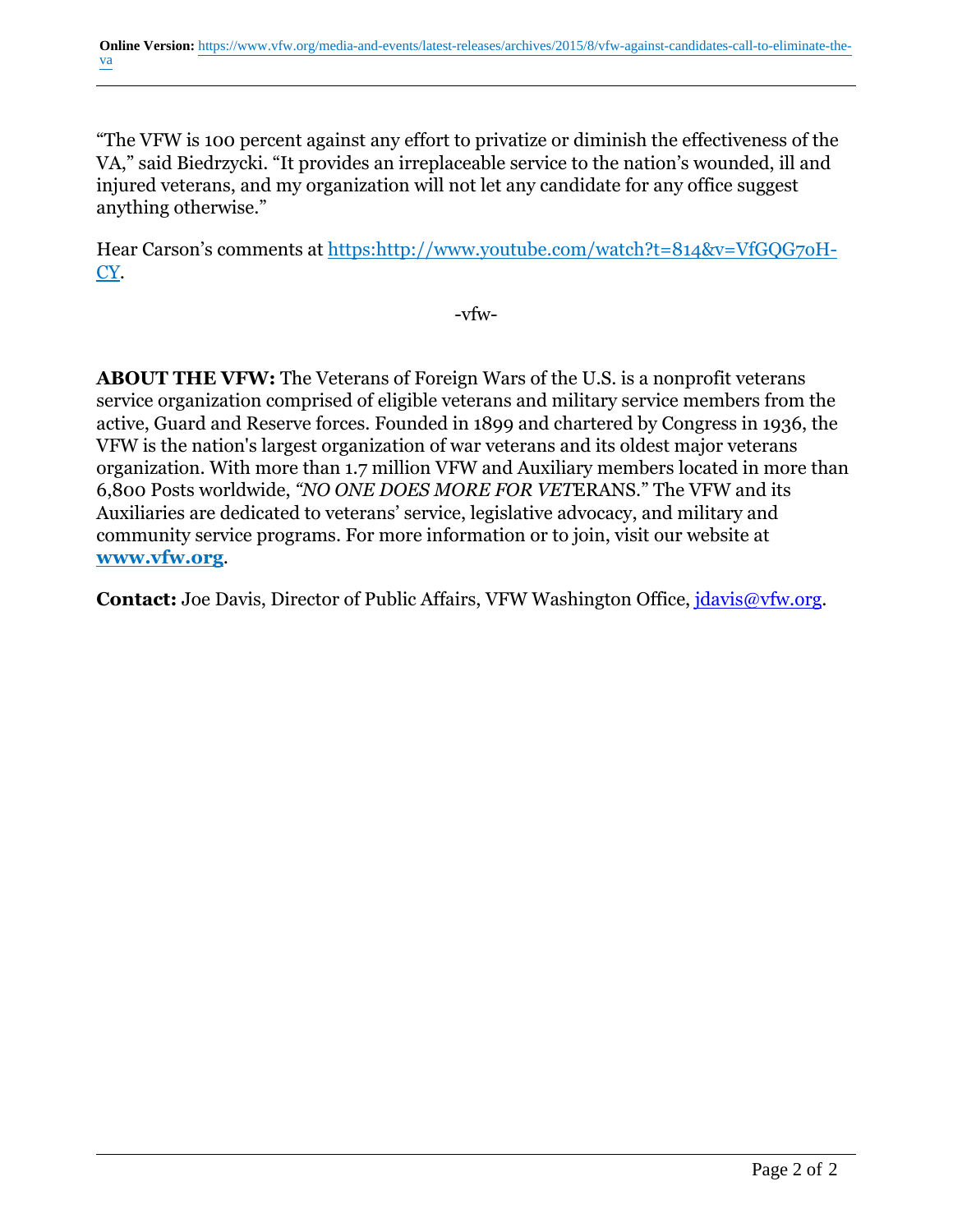“The VFW is 100 percent against any effort to privatize or diminish the effectiveness of the VA,” said Biedrzycki. “It provides an irreplaceable service to the nation’s wounded, ill and injured veterans, and my organization will not let any candidate for any office suggest anything otherwise.”

Hear Carson’s comments at https:http://www.youtube.com/watch?t=814&v=VfGQG70H-CY.

-vfw-

**ABOUT THE VFW:** The Veterans of Foreign Wars of the U.S. is a nonprofit veterans service organization comprised of eligible veterans and military service members from the active, Guard and Reserve forces. Founded in 1899 and chartered by Congress in 1936, the VFW is the nation's largest organization of war veterans and its oldest major veterans organization. With more than 1.7 million VFW and Auxiliary members located in more than 6,800 Posts worldwide, *“NO ONE DOES MORE FOR VET*ERANS.” The VFW and its Auxiliaries are dedicated to veterans’ service, legislative advocacy, and military and community service programs. For more information or to join, visit our website at **www.vfw.org**.

**Contact:** Joe Davis, Director of Public Affairs, VFW Washington Office, jdavis@vfw.org.